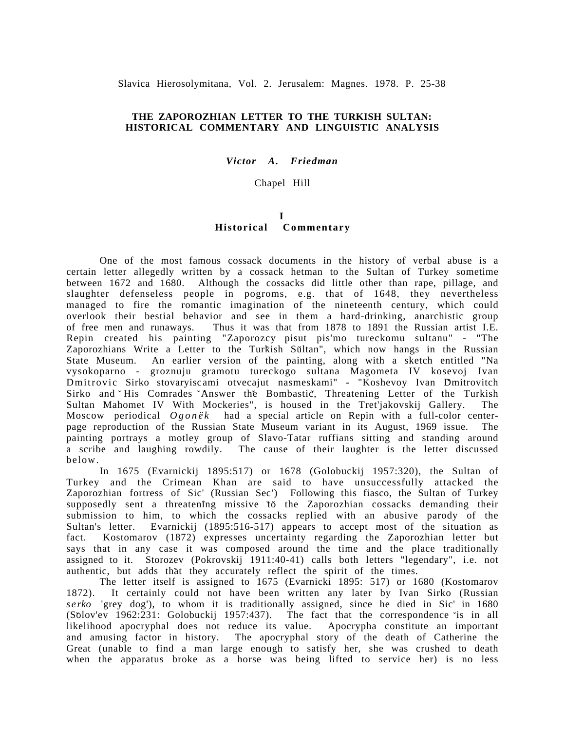Slavica Hierosolymitana, Vol. 2. Jerusalem: Magnes. 1978. P. 25-38

# THE ZAPOROZHIAN LETTER TO THE TURKISH SULTAN: HISTORICAL COMMENTARY AND LINGUISTIC ANALYSIS

***Victor A. Friedman***

Chapel Hill

## I
## Historical Commentary

One of the most famous cossack documents in the history of verbal abuse is a certain letter allegedly written by a cossack hetman to the Sultan of Turkey sometime between 1672 and 1680. Although the cossacks did little other than rape, pillage, and slaughter defenseless people in pogroms, e.g. that of 1648, they nevertheless managed to fire the romantic imagination of the nineteenth century, which could overlook their bestial behavior and see in them a hard-drinking, anarchistic group of free men and runaways. Thus it was that from 1878 to 1891 the Russian artist I.E. Repin created his painting "Zaporozcy pisut pis'mo tureckomu sultanu" - "The Zaporozhians Write a Letter to the Turkish Sultan", which now hangs in the Russian State Museum. An earlier version of the painting, along with a sketch entitled "Na vysokoparno - groznuju gramotu tureckogo sultana Magometa IV kosevoj Ivan Dmitrovic Sirko stovaryiscami otvecajut nasmeskami" - "Koshevoy Ivan Dmitrovitch Sirko and His Comrades Answer the Bombastic, Threatening Letter of the Turkish Sultan Mahomet IV With Mockeries", is housed in the Tret'jakovskij Gallery. The Moscow periodical *Ogonëk* had a special article on Repin with a full-color center-page reproduction of the Russian State Museum variant in its August, 1969 issue. The painting portrays a motley group of Slavo-Tatar ruffians sitting and standing around a scribe and laughing rowdily. The cause of their laughter is the letter discussed below.

In 1675 (Evarnickij 1895:517) or 1678 (Golobuckij 1957:320), the Sultan of Turkey and the Crimean Khan are said to have unsuccessfully attacked the Zaporozhian fortress of Sic' (Russian Sec') Following this fiasco, the Sultan of Turkey supposedly sent a threatening missive to the Zaporozhian cossacks demanding their submission to him, to which the cossacks replied with an abusive parody of the Sultan's letter. Evarnickij (1895:516-517) appears to accept most of the situation as fact. Kostomarov (1872) expresses uncertainty regarding the Zaporozhian letter but says that in any case it was composed around the time and the place traditionally assigned to it. Storozev (Pokrovskij 1911:40-41) calls both letters "legendary", i.e. not authentic, but adds that they accurately reflect the spirit of the times.

The letter itself is assigned to 1675 (Evarnicki 1895: 517) or 1680 (Kostomarov 1872). It certainly could not have been written any later by Ivan Sirko (Russian *serko* 'grey dog'), to whom it is traditionally assigned, since he died in Sic' in 1680 (Solov'ev 1962:231: Golobuckij 1957:437). The fact that the correspondence is in all likelihood apocryphal does not reduce its value. Apocrypha constitute an important and amusing factor in history. The apocryphal story of the death of Catherine the Great (unable to find a man large enough to satisfy her, she was crushed to death when the apparatus broke as a horse was being lifted to service her) is no less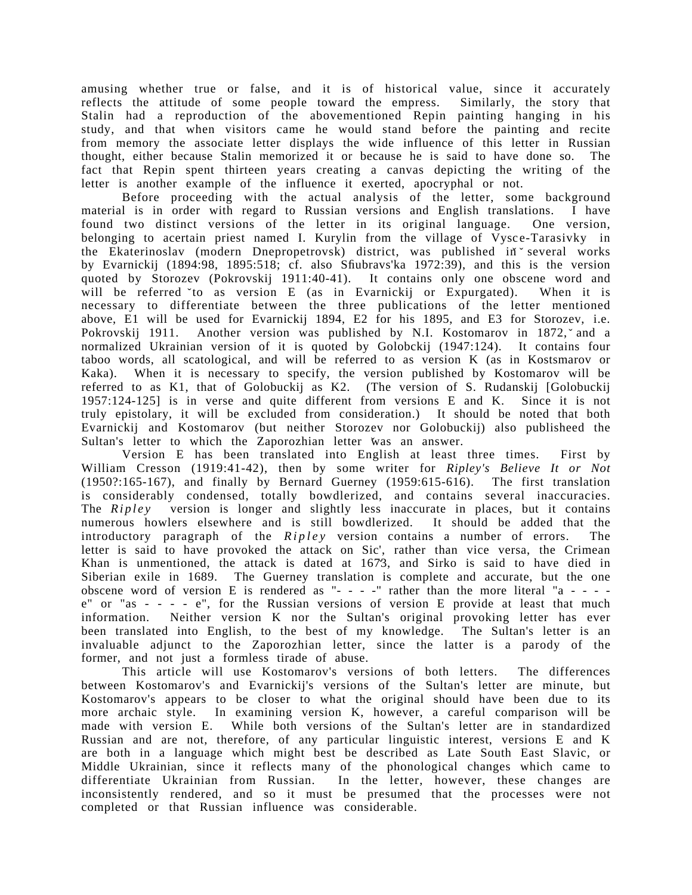amusing whether true or false, and it is of historical value, since it accurately reflects the attitude of some people toward the empress. Similarly, the story that Stalin had a reproduction of the abovementioned Repin painting hanging in his study, and that when visitors came he would stand before the painting and recite from memory the associate letter displays the wide influence of this letter in Russian thought, either because Stalin memorized it or because he is said to have done so. The fact that Repin spent thirteen years creating a canvas depicting the writing of the letter is another example of the influence it exerted, apocryphal or not.

Before proceeding with the actual analysis of the letter, some background material is in order with regard to Russian versions and English translations. I have found two distinct versions of the letter in its original language. One version, belonging to acertain priest named I. Kurylin from the village of Vysce-Tarasivky in the Ekaterinoslav (modern Dnepropetrovsk) district, was published in several works by Evarnickij (1894:98, 1895:518; cf. also Sfiubravs'ka 1972:39), and this is the version quoted by Storozev (Pokrovskij 1911:40-41). It contains only one obscene word and will be referred to as version E (as in Evarnickij or Expurgated). When it is necessary to differentiate between the three publications of the letter mentioned above, E1 will be used for Evarnickij 1894, E2 for his 1895, and E3 for Storozev, i.e. Pokrovskij 1911. Another version was published by N.I. Kostomarov in 1872, and a normalized Ukrainian version of it is quoted by Golobckij (1947:124). It contains four taboo words, all scatological, and will be referred to as version K (as in Kostsmarov or Kaka). When it is necessary to specify, the version published by Kostomarov will be referred to as K1, that of Golobuckij as K2. (The version of S. Rudanskij [Golobuckij 1957:124-125] is in verse and quite different from versions E and K. Since it is not truly epistolary, it will be excluded from consideration.) It should be noted that both Evarnickij and Kostomarov (but neither Storozev nor Golobuckij) also publisheed the Sultan's letter to which the Zaporozhian letter was an answer.

Version E has been translated into English at least three times. First by William Cresson (1919:41-42), then by some writer for *Ripley's Believe It or Not* (1950?:165-167), and finally by Bernard Guerney (1959:615-616). The first translation is considerably condensed, totally bowdlerized, and contains several inaccuracies. The *Ripley* version is longer and slightly less inaccurate in places, but it contains numerous howlers elsewhere and is still bowdlerized. It should be added that the introductory paragraph of the *Ripley* version contains a number of errors. The letter is said to have provoked the attack on Sic', rather than vice versa, the Crimean Khan is unmentioned, the attack is dated at 1673, and Sirko is said to have died in Siberian exile in 1689. The Guerney translation is complete and accurate, but the one obscene word of version E is rendered as "- - - -" rather than the more literal "a - - - - e" or "as - - - - e", for the Russian versions of version E provide at least that much information. Neither version K nor the Sultan's original provoking letter has ever been translated into English, to the best of my knowledge. The Sultan's letter is an invaluable adjunct to the Zaporozhian letter, since the latter is a parody of the former, and not just a formless tirade of abuse.

This article will use Kostomarov's versions of both letters. The differences between Kostomarov's and Evarnickij's versions of the Sultan's letter are minute, but Kostomarov's appears to be closer to what the original should have been due to its more archaic style. In examining version K, however, a careful comparison will be made with version E. While both versions of the Sultan's letter are in standardized Russian and are not, therefore, of any particular linguistic interest, versions E and K are both in a language which might best be described as Late South East Slavic, or Middle Ukrainian, since it reflects many of the phonological changes which came to differentiate Ukrainian from Russian. In the letter, however, these changes are inconsistently rendered, and so it must be presumed that the processes were not completed or that Russian influence was considerable.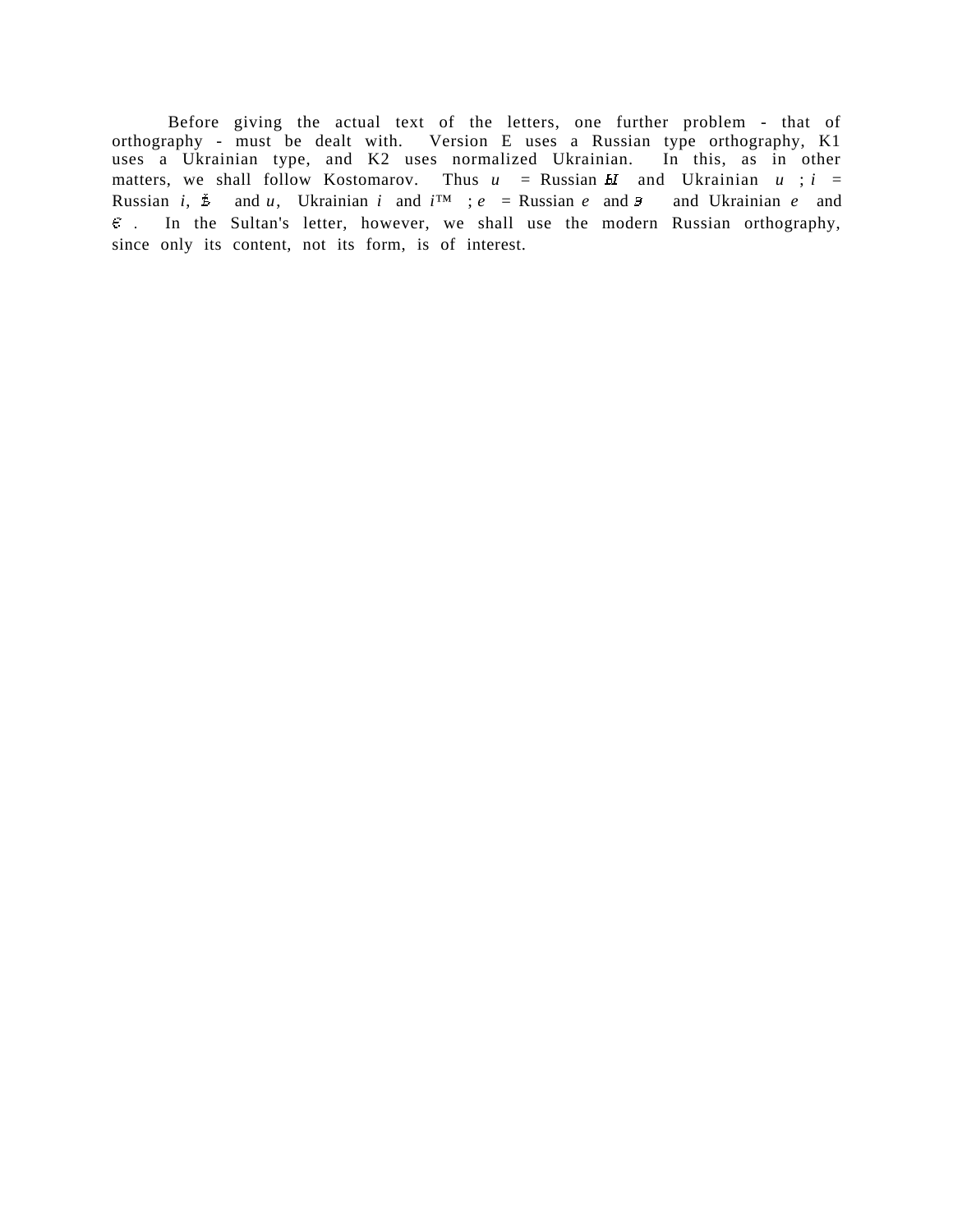Before giving the actual text of the letters, one further problem - that of orthography - must be dealt with. Version E uses a Russian type orthography, K1 uses a Ukrainian type, and K2 uses normalized Ukrainian. In this, as in other matters, we shall follow Kostomarov. Thus *u* = Russian Ы and Ukrainian *u* ; *i* = Russian *i*, Ѣ and *u*, Ukrainian *i* and *ї* ; *e* = Russian *e* and Э and Ukrainian *e* and Є . In the Sultan's letter, however, we shall use the modern Russian orthography, since only its content, not its form, is of interest.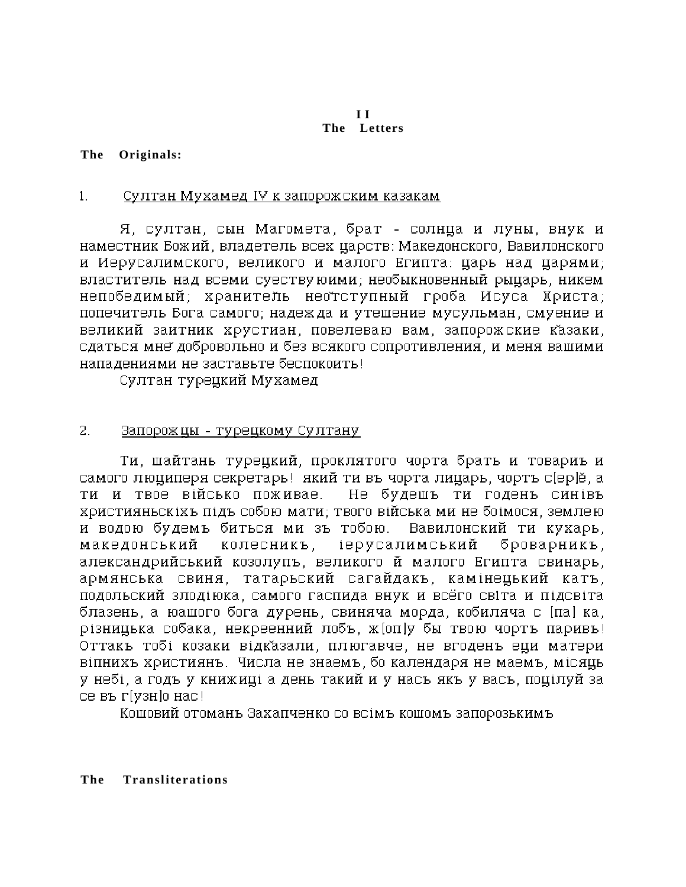## II
## The Letters

**The Originals:**

1. Султан Мухамед IV к запорожским казакам

Я, султан, сын Магомета, брат - солнца и луны, внук и наместник Божий, владетель всех царств: Македонского, Вавилонского и Иерусалимского, великого и малого Египта: царь над царями; властитель над всеми суествуюими; необыкновенный рыцарь, никем непобедимый; хранитель неотступный гроба Исуса Христа; попечитель Бога самого; надежда и утешение мусульман, смуение и великий заитник хрустиан, повелеваю вам, запорожские казаки, сдаться мне добровольно и без всякого сопротивления, и меня вашими нападениями не заставьте беспокоить!

Султан турецкий Мухамед

2. Запорожцы - турецкому Султану

Ти, шайтань турецкий, проклятого чорта брать и товариъ и самого люциперя секретарь! який ти въ чорта лицарь, чортъ с[ер]ё, а ти и твое вiйсько поживае. Не будешъ ти годенъ синiвъ християньскiхъ пiдъ собою мати; твого вiйська ми не боiмося, землею и водою будемъ биться ми зъ тобою. Вавилонский ти кухарь, македонський колесникъ, iерусалимський броварникъ, александрийський козолупъ, великого й малого Египта свинарь, армянська свиня, татарьский сагайдакъ, камiнецький катъ, подольский злодiюка, самого гаспида внук и всёго свiта и пiдсвiта блазень, а юашого бога дурень, свиняча морда, кобиляча с [па] ка, рiзницька собака, некреенний лобъ, ж[оп]у бы твою чортъ паривъ! Оттакъ тобi козаки вiдказали, плюгавче, не вгоденъ еци матери вiрнихъ християнъ. Числа не знаемъ, бо календаря не маемъ, мiсяць у небi, а годъ у книжицi а день такий и у насъ якъ у васъ, поцiлуй за се въ г[узн]о нас!

Кошовий отоманъ Захапченко со всiмъ кошомъ запорозькимъ

**The Transliterations**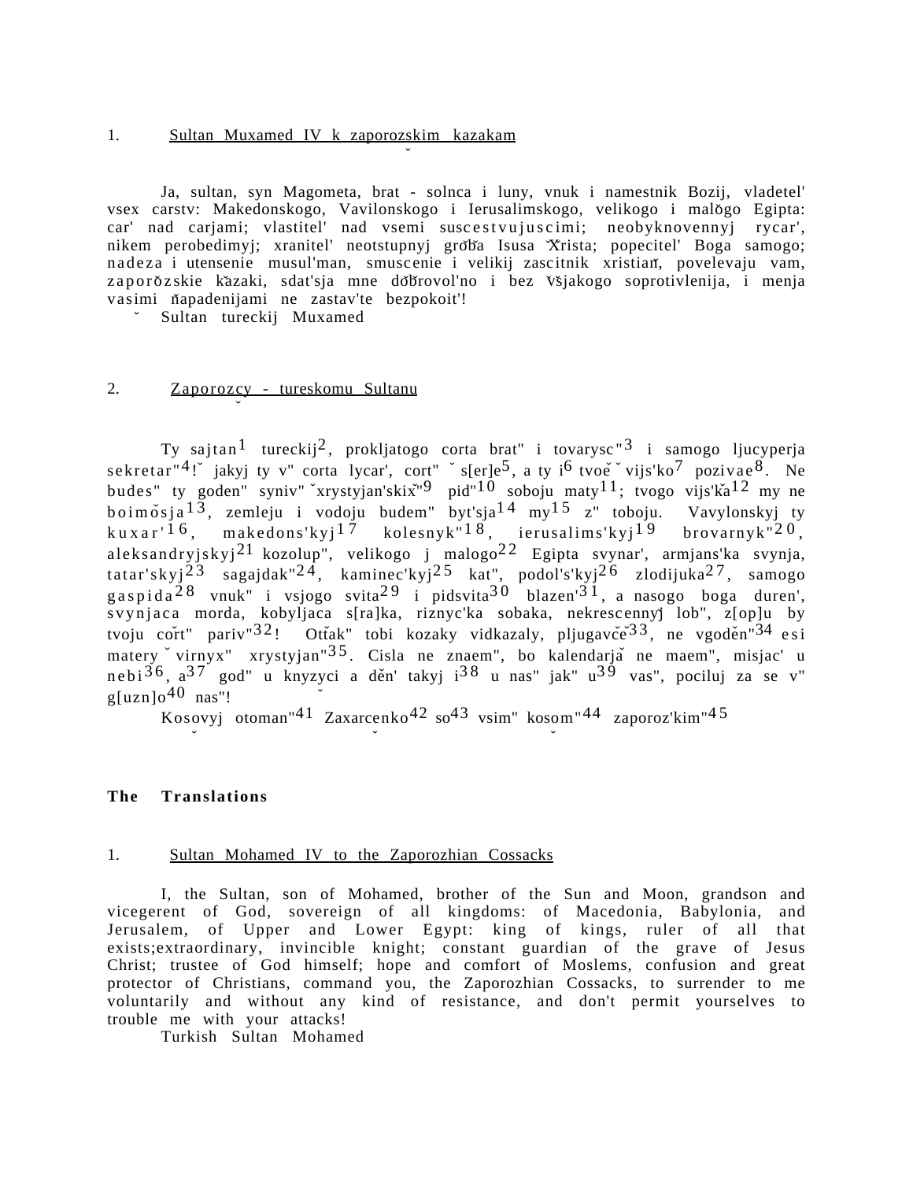1. Sultan Muxamed IV k zaporozskim kazakam

Ja, sultan, syn Magometa, brat - solnca i luny, vnuk i namestnik Bozij, vladetel' vsex carstv: Makedonskogo, Vavilonskogo i Ierusalimskogo, velikogo i malogo Egipta: car' nad carjami; vlastitel' nad vsemi suscestvujuscimi; neobyknovennyj rycar', nikem perobedimyj; xranitel' neotstupnyj groba Isusa Xrista; popecitel' Boga samogo; nadeza i utensenie musul'man, smuscenie i velikij zascitnik xristian, povelevaju vam, zaporozskie kazaki, sdat'sja mne dobrovol'no i bez vsjakogo soprotivlenija, i menja vasimi napadenijami ne zastav'te bezpokoit'!

Sultan tureckij Muxamed

2. Zaporozcy - tureskomu Sultanu

Ty sajtan[1] tureckij[2], prokljatogo corta brat" i tovarysc"[3] i samogo ljucyperja sekretar"[4]! jakyj ty v" corta lycar', cort" s[er]e[5], a ty i[6] tvoe vijs'ko[7] pozivae[8]. Ne budes" ty goden" syniv" xrystyjan'skix"[9] pid"[10] soboju maty[11]; tvogo vijs'ka[12] my ne boimosja[13], zemleju i vodoju budem" byt'sja[14] my[15] z" toboju. Vavylonskyj ty kuxar'[16], makedons'kyj[17] kolesnyk"[18], ierusalims'kyj[19] brovarnyk"[20], aleksandryjskyj[21] kozolup", velikogo j malogo[22] Egipta svynar', armjans'ka svynja, tatar'skyj[23] sagajdak"[24], kaminec'kyj[25] kat", podol's'kyj[26] zlodijuka[27], samogo gaspida[28] vnuk" i vsjogo svita[29] i pidsvita[30] blazen'[31], a nasogo boga duren', svynjaca morda, kobyljaca s[ra]ka, riznyc'ka sobaka, nekrescennyj lob", z[op]u by tvoju cort" pariv"[32]! Ottak" tobi kozaky vidkazaly, pljugavce[33], ne vgoden"[34] esi matery virnyx" xrystyjan"[35]. Cisla ne znaem", bo kalendarja ne maem", misjac' u nebi[36], a[37] god" u knyzyci a den' takyj i[38] u nas" jak" u[39] vas", pociluj za se v" g[uzn]o[40] nas"!

Kosovyj otoman"[41] Zaxarcenko[42] so[43] vsim" kosom"[44] zaporoz'kim"[45]

**The Translations**

1. Sultan Mohamed IV to the Zaporozhian Cossacks

I, the Sultan, son of Mohamed, brother of the Sun and Moon, grandson and vicegerent of God, sovereign of all kingdoms: of Macedonia, Babylonia, and Jerusalem, of Upper and Lower Egypt: king of kings, ruler of all that exists;extraordinary, invincible knight; constant guardian of the grave of Jesus Christ; trustee of God himself; hope and comfort of Moslems, confusion and great protector of Christians, command you, the Zaporozhian Cossacks, to surrender to me voluntarily and without any kind of resistance, and don't permit yourselves to trouble me with your attacks!

Turkish Sultan Mohamed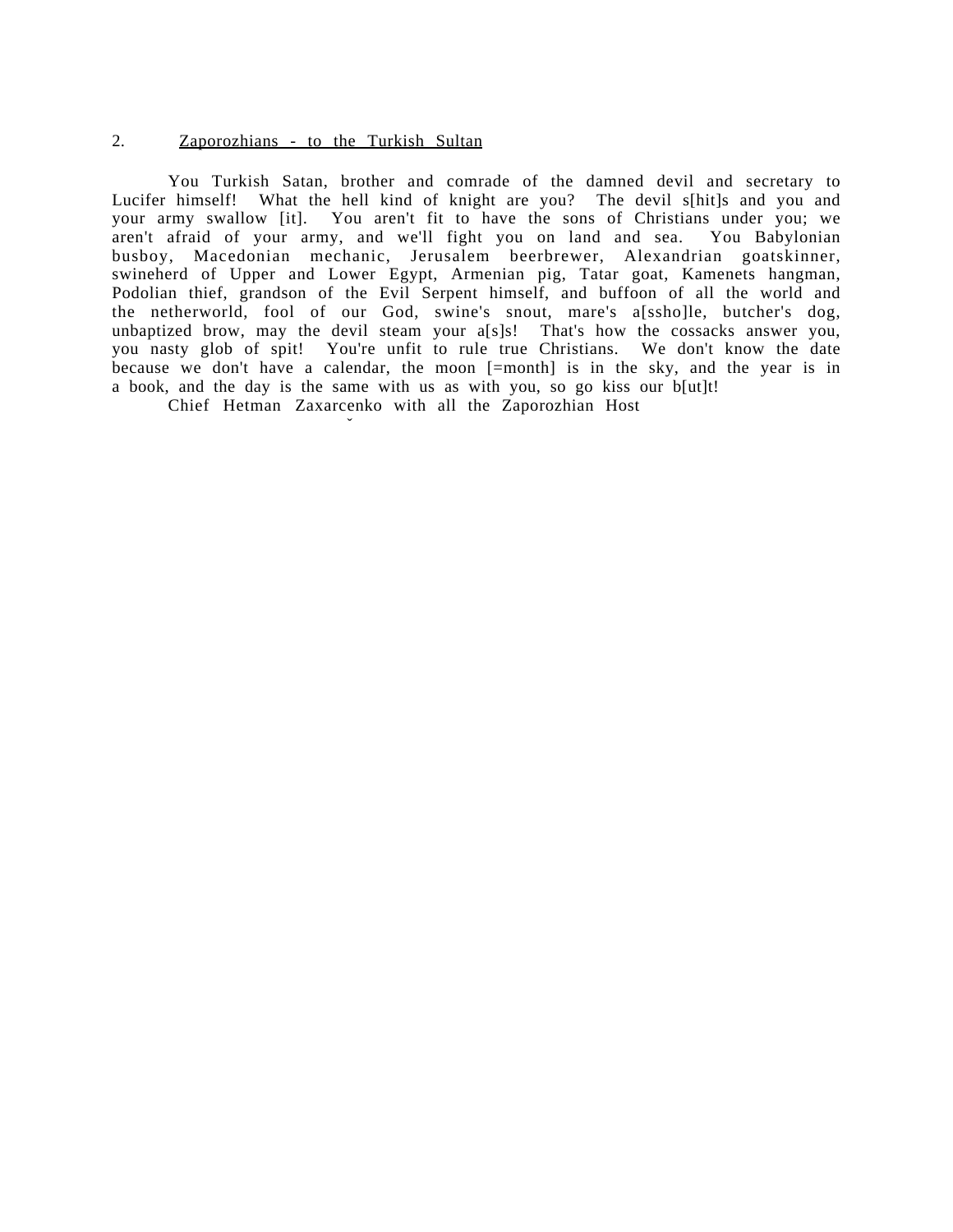2. Zaporozhians - to the Turkish Sultan

You Turkish Satan, brother and comrade of the damned devil and secretary to Lucifer himself! What the hell kind of knight are you? The devil s[hit]s and you and your army swallow [it]. You aren't fit to have the sons of Christians under you; we aren't afraid of your army, and we'll fight you on land and sea. You Babylonian busboy, Macedonian mechanic, Jerusalem beerbrewer, Alexandrian goatskinner, swineherd of Upper and Lower Egypt, Armenian pig, Tatar goat, Kamenets hangman, Podolian thief, grandson of the Evil Serpent himself, and buffoon of all the world and the netherworld, fool of our God, swine's snout, mare's a[ssho]le, butcher's dog, unbaptized brow, may the devil steam your a[s]s! That's how the cossacks answer you, you nasty glob of spit! You're unfit to rule true Christians. We don't know the date because we don't have a calendar, the moon [=month] is in the sky, and the year is in a book, and the day is the same with us as with you, so go kiss our b[ut]t!

Chief Hetman Zaxarčenko with all the Zaporozhian Host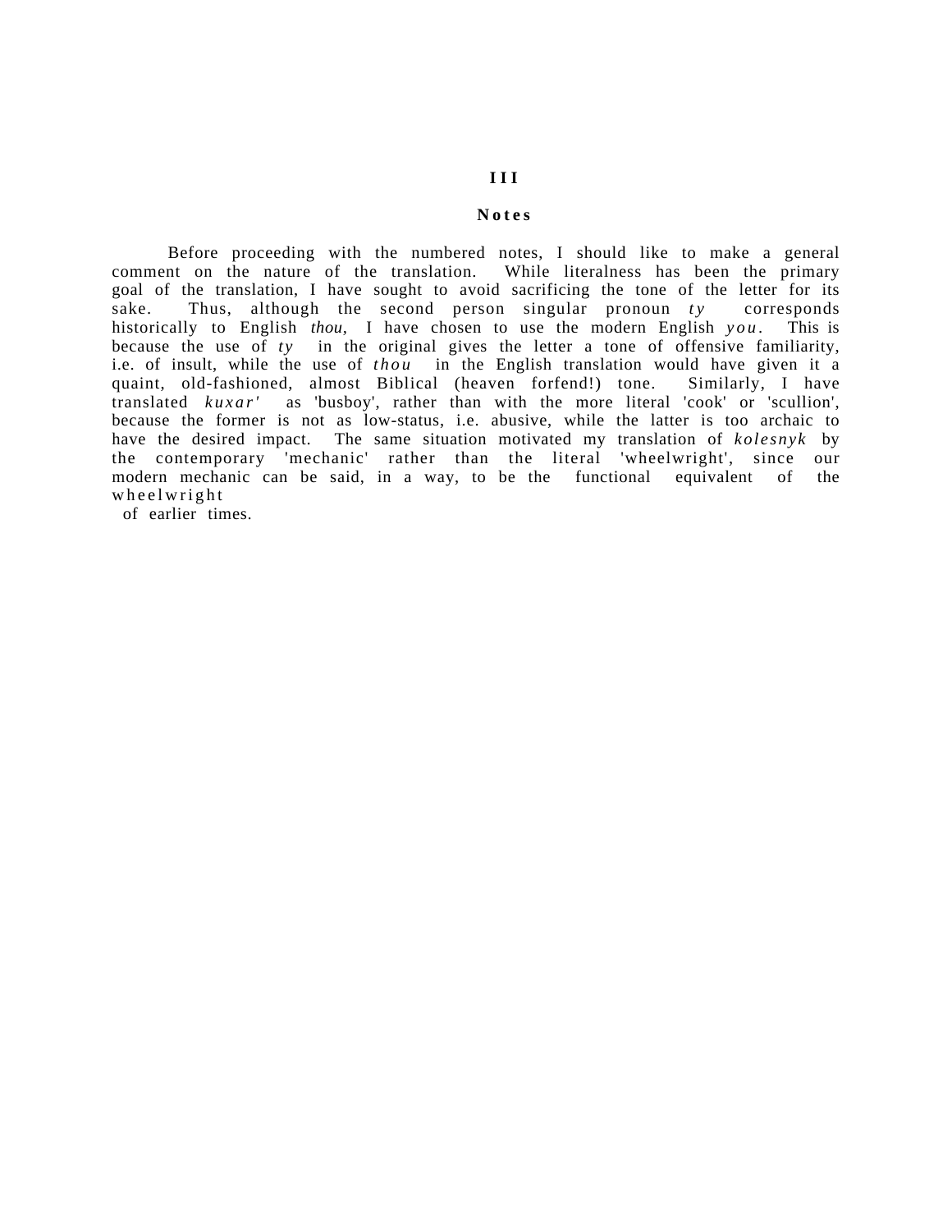# III

## Notes

Before proceeding with the numbered notes, I should like to make a general comment on the nature of the translation. While literalness has been the primary goal of the translation, I have sought to avoid sacrificing the tone of the letter for its sake. Thus, although the second person singular pronoun *ty* corresponds historically to English *thou*, I have chosen to use the modern English *you*. This is because the use of *ty* in the original gives the letter a tone of offensive familiarity, i.e. of insult, while the use of *thou* in the English translation would have given it a quaint, old-fashioned, almost Biblical (heaven forfend!) tone. Similarly, I have translated *kuxar'* as 'busboy', rather than with the more literal 'cook' or 'scullion', because the former is not as low-status, i.e. abusive, while the latter is too archaic to have the desired impact. The same situation motivated my translation of *kolesnyk* by the contemporary 'mechanic' rather than the literal 'wheelwright', since our modern mechanic can be said, in a way, to be the functional equivalent of the wheelwright of earlier times.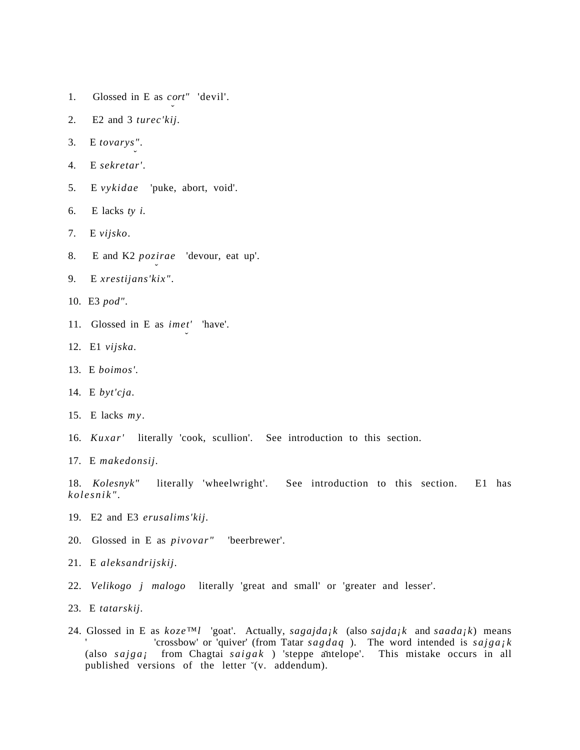1. Glossed in E as *čort"* 'devil'.

2. E2 and 3 *turec'kij*.

3. E *tovaryš"*.

4. E *sekretar'*.

5. E *vykidae* 'puke, abort, void'.

6. E lacks *ty i*.

7. E *vijsko*.

8. E and K2 *požirae* 'devour, eat up'.

9. E *xrestijans'kix"*.

10. E3 *pod"*.

11. Glossed in E as *imet'* 'have'.

12. E1 *vijska*.

13. E *boimos'*.

14. E *byt'cja*.

15. E lacks *my*.

16. *Kuxar'* literally 'cook, scullion'. See introduction to this section.

17. E *makedonsij*.

18. *Kolesnyk"* literally 'wheelwright'. See introduction to this section. E1 has *kolesnik"*.

19. E2 and E3 *erusalims'kij*.

20. Glossed in E as *pivovar"* 'beerbrewer'.

21. E *aleksandrijskij*.

22. *Velikogo j malogo* literally 'great and small' or 'greater and lesser'.

23. E *tatarskij*.

24. Glossed in E as *koze™l* 'goat'. Actually, *sagajda¡k* (also *sajda¡k* and *saada¡k*) means 'crossbow' or 'quiver' (from Tatar *sagdaq* ). The word intended is *sajga¡k* (also *sajga¡* from Chagtai *saigak* ) 'steppe antelope'. This mistake occurs in all published versions of the letter (v. addendum).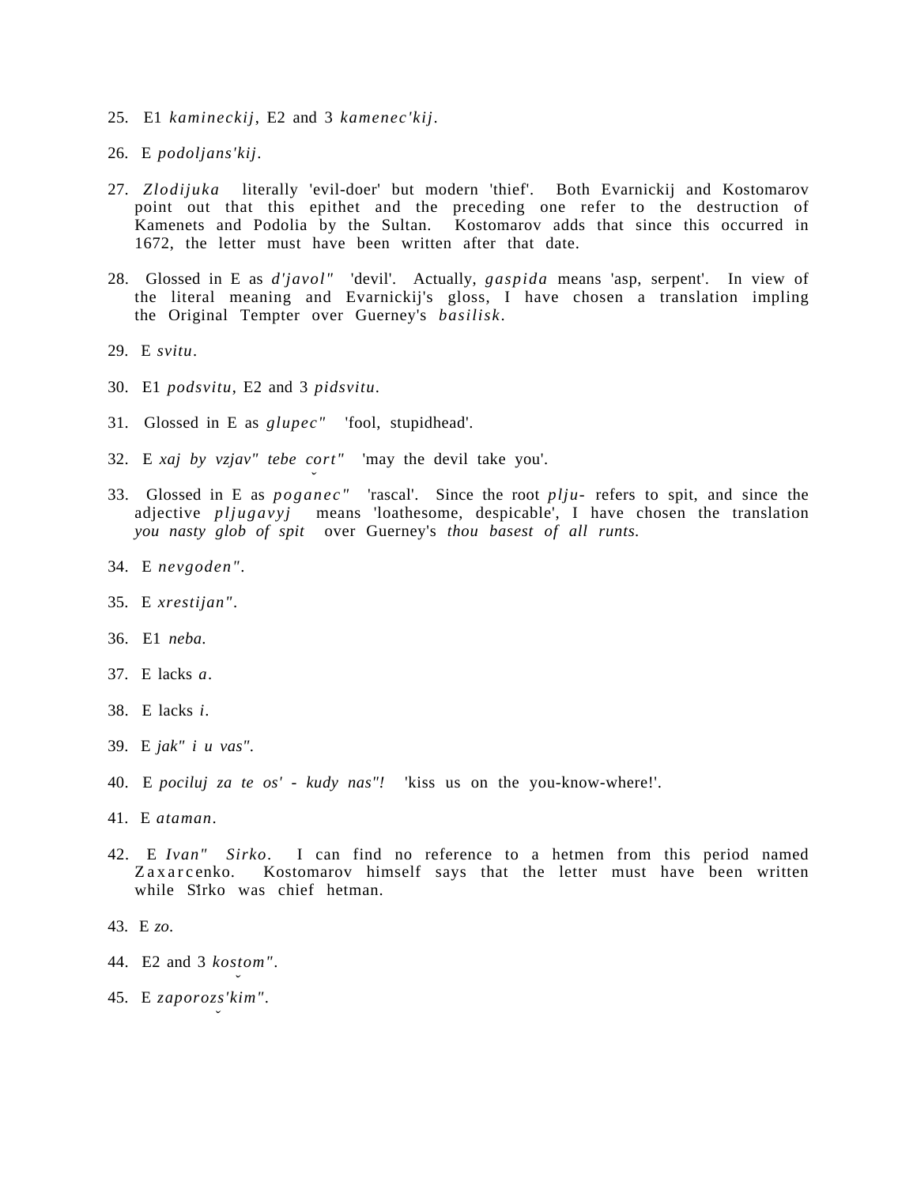25. E1 *kamineckij*, E2 and 3 *kamenec'kij*.

26. E *podoljans'kij*.

27. *Zlodijuka* literally 'evil-doer' but modern 'thief'. Both Evarnickij and Kostomarov point out that this epithet and the preceding one refer to the destruction of Kamenets and Podolia by the Sultan. Kostomarov adds that since this occurred in 1672, the letter must have been written after that date.

28. Glossed in E as *d'javol"* 'devil'. Actually, *gaspida* means 'asp, serpent'. In view of the literal meaning and Evarnickij's gloss, I have chosen a translation impling the Original Tempter over Guerney's *basilisk*.

29. E *svitu*.

30. E1 *podsvitu*, E2 and 3 *pidsvitu*.

31. Glossed in E as *glupec"* 'fool, stupidhead'.

32. E *xaj by vzjav" tebe čort"* 'may the devil take you'.

33. Glossed in E as *poganec"* 'rascal'. Since the root *plju-* refers to spit, and since the adjective *pljugavyj* means 'loathesome, despicable', I have chosen the translation *you nasty glob of spit* over Guerney's *thou basest of all runts.*

34. E *nevgoden"*.

35. E *xrestijan"*.

36. E1 *neba.*

37. E lacks *a*.

38. E lacks *i*.

39. E *jak" i u vas".*

40. E *pociluj za te os' - kudy nas"!* 'kiss us on the you-know-where!'.

41. E *ataman*.

42. E *Ivan" Sirko*. I can find no reference to a hetmen from this period named Zaxarčenko. Kostomarov himself says that the letter must have been written while Sirko was chief hetman.

43. E *zo.*

44. E2 and 3 *koštom"*.

45. E *zaporožs'kim"*.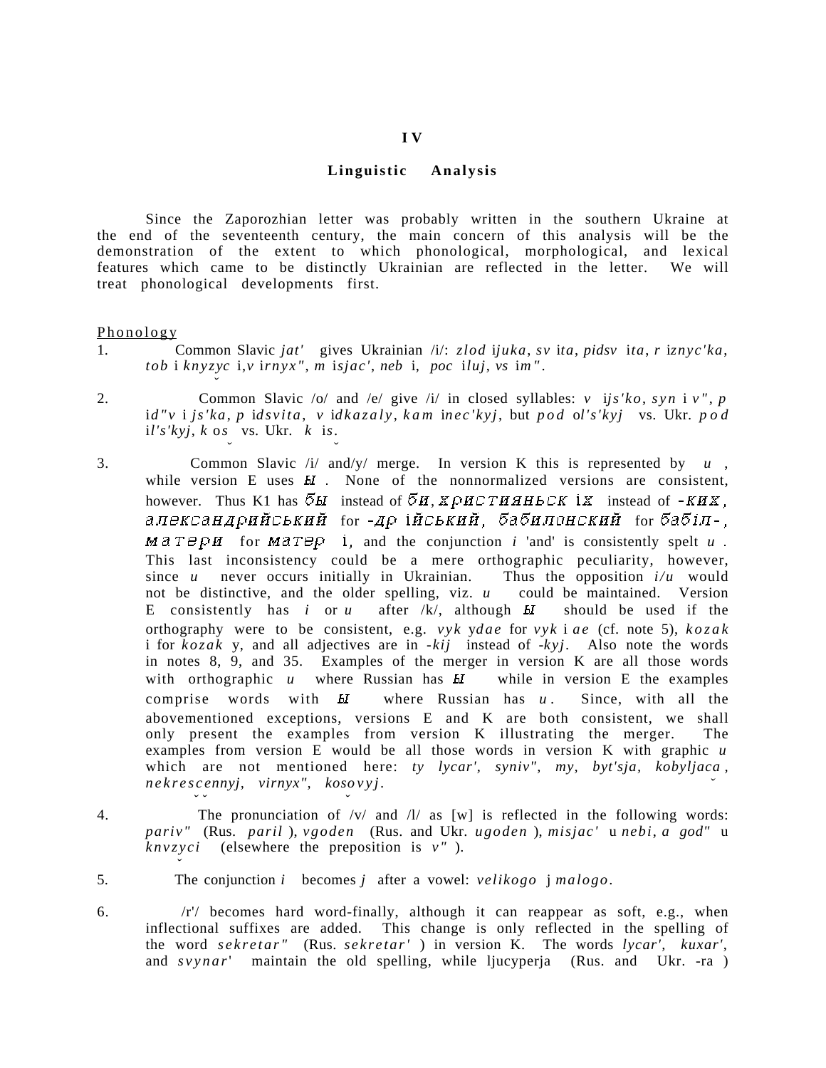# IV

## Linguistic Analysis

Since the Zaporozhian letter was probably written in the southern Ukraine at the end of the seventeenth century, the main concern of this analysis will be the demonstration of the extent to which phonological, morphological, and lexical features which came to be distinctly Ukrainian are reflected in the letter. We will treat phonological developments first.

### Phonology

1. Common Slavic *jat'* gives Ukrainian /i/: *zlod ijuka, sv ita, pidsv ita, r iznyc'ka, tob i knyzyc i,v irnyx", m isjac', neb i, poc iluj, vs im"*.

2. Common Slavic /o/ and /e/ give /i/ in closed syllables: *v ijs'ko, syn iv", p id"v i js'ka, p idsvita, v idkazaly, kam inec'kyj*, but *pod ol's'kyj* vs. Ukr. *pod il's'kyj, k os* vs. Ukr. *k is*.

3. Common Slavic /i/ and/y/ merge. In version K this is represented by *u*, while version E uses ы. None of the nonnormalized versions are consistent, however. Thus K1 has бы instead of би, християньск іх instead of -ких, александрийський for -др ійський, бабилонский for бабіл-, матери for матер і, and the conjunction *i* 'and' is consistently spelt *u*. This last inconsistency could be a mere orthographic peculiarity, however, since *u* never occurs initially in Ukrainian. Thus the opposition *i/u* would not be distinctive, and the older spelling, viz. *u* could be maintained. Version E consistently has *i* or *u* after /k/, although ы should be used if the orthography were to be consistent, e.g. *vyk ydae* for *vyk i ae* (cf. note 5), *kozak i* for *kozak y*, and all adjectives are in *-kij* instead of *-kyj*. Also note the words in notes 8, 9, and 35. Examples of the merger in version K are all those words with orthographic *u* where Russian has ы while in version E the examples comprise words with ы where Russian has *u*. Since, with all the abovementioned exceptions, versions E and K are both consistent, we shall only present the examples from version K illustrating the merger. The examples from version E would be all those words in version K with graphic *u* which are not mentioned here: *ty lycar', syniv", my, byt'sja, kobyljaca, nekrescennyj, virnyx", kosovyj*.

4. The pronunciation of /v/ and /l/ as [w] is reflected in the following words: *pariv"* (Rus. *paril* ), *vgoden* (Rus. and Ukr. *ugoden* ), *misjac'* u *nebi*, *a god"* u *knvzyci* (elsewhere the preposition is *v"* ).

5. The conjunction *i* becomes *j* after a vowel: *velikogo* j *malogo*.

6. /r'/ becomes hard word-finally, although it can reappear as soft, e.g., when inflectional suffixes are added. This change is only reflected in the spelling of the word *sekretar"* (Rus. *sekretar'* ) in version K. The words *lycar', kuxar'*, and *svynar'* maintain the old spelling, while ljucyperja (Rus. and Ukr. -ra )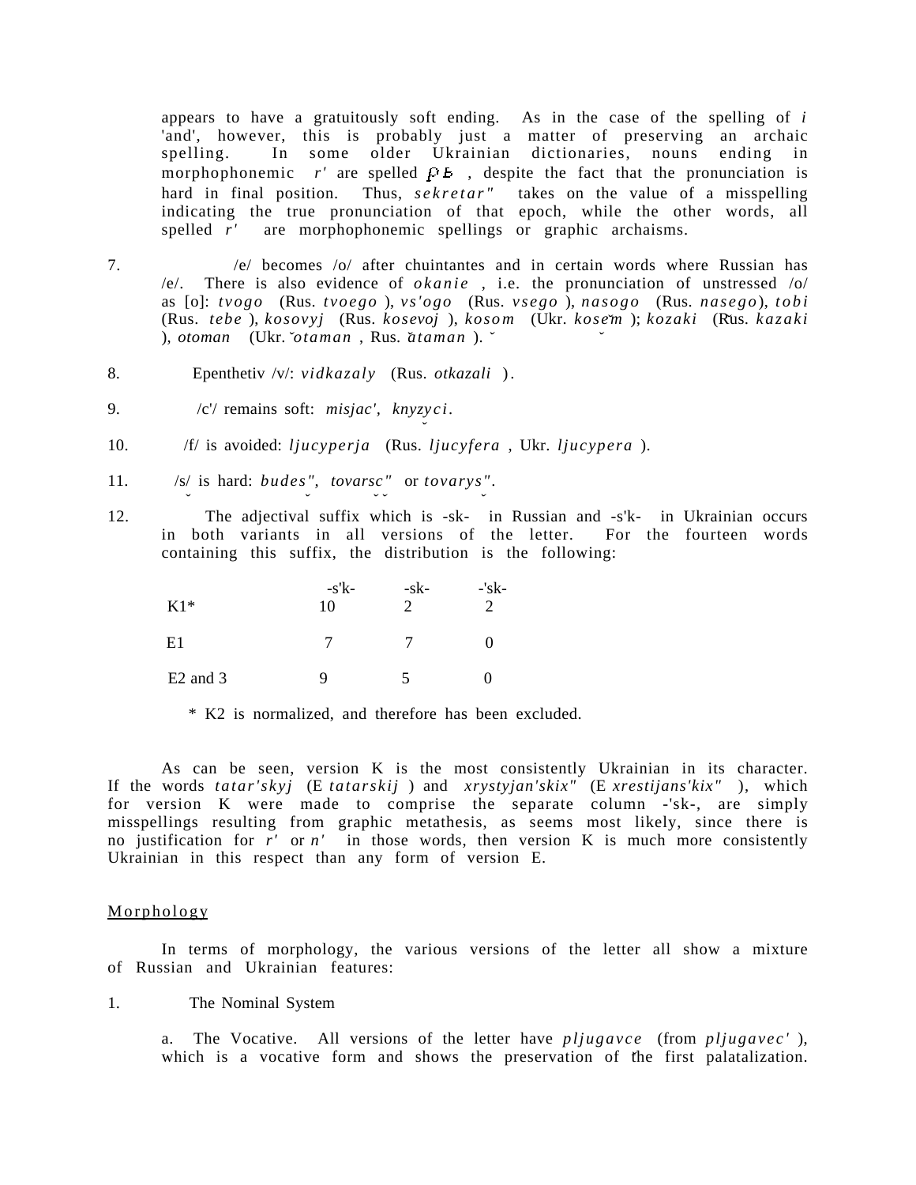appears to have a gratuitously soft ending. As in the case of the spelling of *i* 'and', however, this is probably just a matter of preserving an archaic spelling. In some older Ukrainian dictionaries, nouns ending in morphophonemic *r'* are spelled рь, despite the fact that the pronunciation is hard in final position. Thus, *sekretar"* takes on the value of a misspelling indicating the true pronunciation of that epoch, while the other words, all spelled *r'* are morphophonemic spellings or graphic archaisms.

7. /e/ becomes /o/ after chuintantes and in certain words where Russian has /e/. There is also evidence of *okanie*, i.e. the pronunciation of unstressed /o/ as [o]: *tvogo* (Rus. *tvoego*), *vs'ogo* (Rus. *vsego*), *nasogo* (Rus. *nasego*), *tobi* (Rus. *tebe*), *kosovyj* (Rus. *kosevoj*), *kosom* (Ukr. *kosem*); *kozaki* (Rus. *kazaki*), *otoman* (Ukr. *otaman*, Rus. *ataman*).

8. Epenthetiv /v/: *vidkazaly* (Rus. *otkazali*).

9. /c'/ remains soft: *misjac'*, *knyzyci*.

10. /f/ is avoided: *ljucyperja* (Rus. *ljucyfera*, Ukr. *ljucypera*).

11. /s/ is hard: *budes"*, *tovarsc"* or *tovarys"*.

12. The adjectival suffix which is -sk- in Russian and -s'k- in Ukrainian occurs in both variants in all versions of the letter. For the fourteen words containing this suffix, the distribution is the following:

| | -s'k- | -sk- | -'sk- |
|---|---|---|---|
| K1* | 10 | 2 | 2 |
| E1 | 7 | 7 | 0 |
| E2 and 3 | 9 | 5 | 0 |

\* K2 is normalized, and therefore has been excluded.

As can be seen, version K is the most consistently Ukrainian in its character. If the words *tatar'skyj* (E *tatarskij*) and *xrystyjan'skix"* (E *xrestijans'kix"*), which for version K were made to comprise the separate column -'sk-, are simply misspellings resulting from graphic metathesis, as seems most likely, since there is no justification for *r'* or *n'* in those words, then version K is much more consistently Ukrainian in this respect than any form of version E.

## Morphology

In terms of morphology, the various versions of the letter all show a mixture of Russian and Ukrainian features:

1. The Nominal System

a. The Vocative. All versions of the letter have *pljugavce* (from *pljugavec'*), which is a vocative form and shows the preservation of the first palatalization.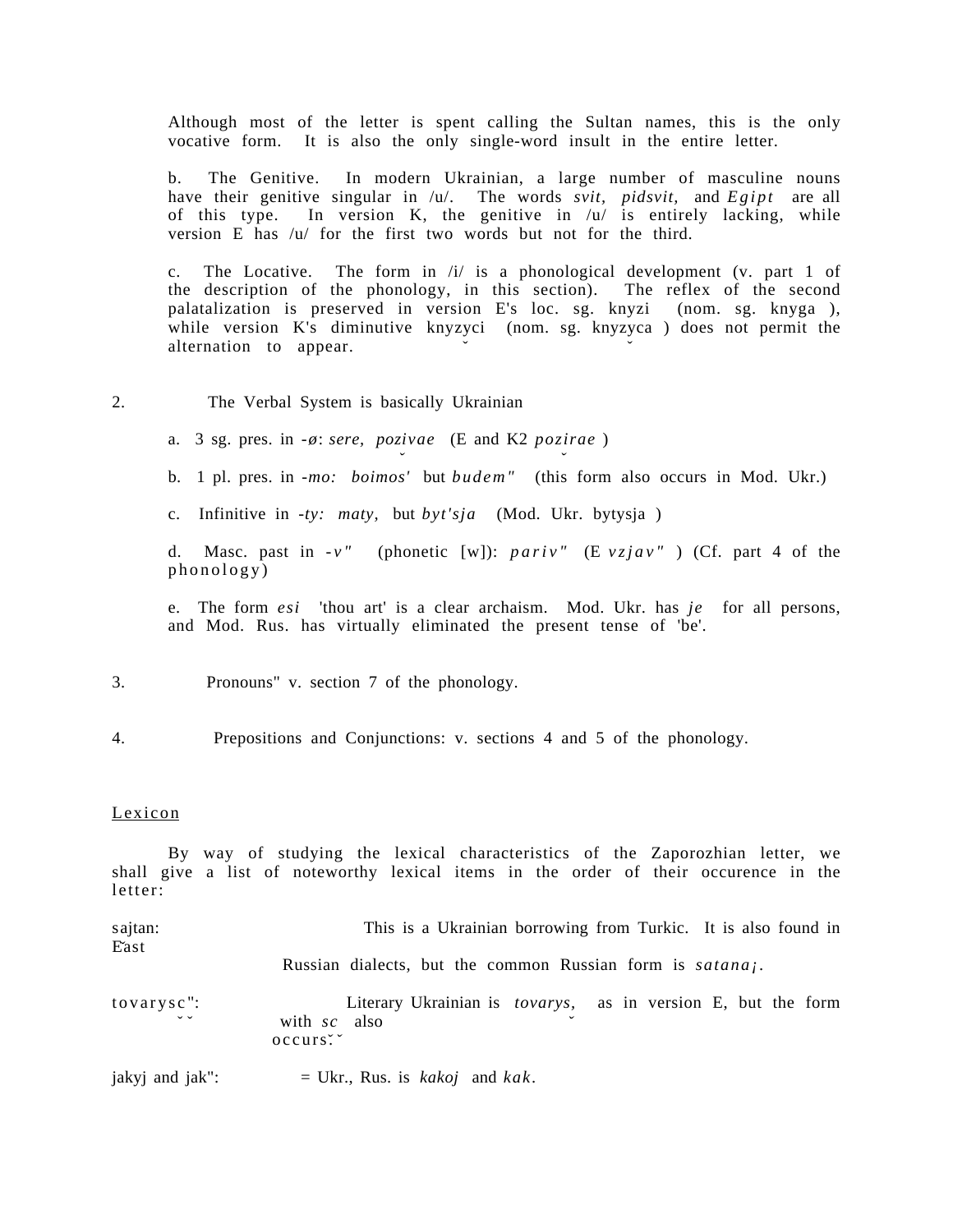Although most of the letter is spent calling the Sultan names, this is the only vocative form. It is also the only single-word insult in the entire letter.

b. The Genitive. In modern Ukrainian, a large number of masculine nouns have their genitive singular in /u/. The words *svit, pidsvit,* and *Egipt* are all of this type. In version K, the genitive in /u/ is entirely lacking, while version E has /u/ for the first two words but not for the third.

c. The Locative. The form in /i/ is a phonological development (v. part 1 of the description of the phonology, in this section). The reflex of the second palatalization is preserved in version E's loc. sg. knyzi (nom. sg. knyga ), while version K's diminutive knyzyci (nom. sg. knyzyca ) does not permit the alternation to appear.

2. The Verbal System is basically Ukrainian

a. 3 sg. pres. in *-ø*: *sere, pozivae* (E and K2 *pozirae* )

b. 1 pl. pres. in *-mo: boimos'* but *budem"* (this form also occurs in Mod. Ukr.)

c. Infinitive in *-ty: maty,* but *byt'sja* (Mod. Ukr. bytysja )

d. Masc. past in *-v"* (phonetic [w]): *pariv"* (E *vzjav"* ) (Cf. part 4 of the phonology)

e. The form *esi* 'thou art' is a clear archaism. Mod. Ukr. has *je* for all persons, and Mod. Rus. has virtually eliminated the present tense of 'be'.

3. Pronouns" v. section 7 of the phonology.

4. Prepositions and Conjunctions: v. sections 4 and 5 of the phonology.

## Lexicon

By way of studying the lexical characteristics of the Zaporozhian letter, we shall give a list of noteworthy lexical items in the order of their occurence in the letter:

sajtan: This is a Ukrainian borrowing from Turkic. It is also found in East Russian dialects, but the common Russian form is *satana¡*.

tovarysc": Literary Ukrainian is *tovarys,* as in version E, but the form with *sc* also occurs.

jakyj and jak": = Ukr., Rus. is *kakoj* and *kak*.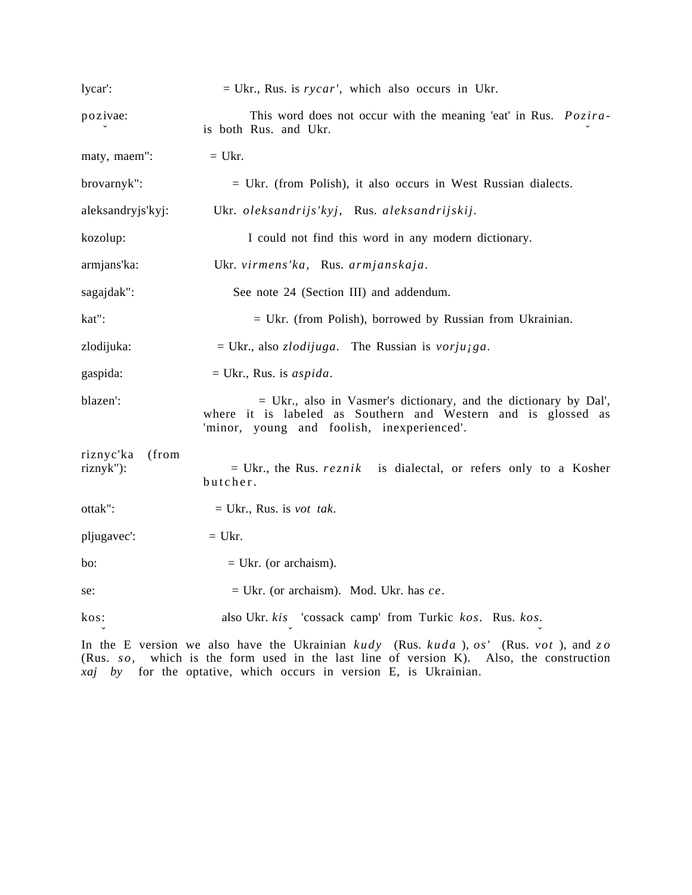lycar': = Ukr., Rus. is *rycar'*, which also occurs in Ukr.

pozivae: This word does not occur with the meaning 'eat' in Rus. *Pozira-* is both Rus. and Ukr.

maty, maem": = Ukr.

brovarnyk": = Ukr. (from Polish), it also occurs in West Russian dialects.

aleksandryjs'kyj: Ukr. *oleksandrijs'kyj*, Rus. *aleksandrijskij*.

kozolup: I could not find this word in any modern dictionary.

armjans'ka: Ukr. *virmens'ka*, Rus. *armjanskaja*.

sagajdak": See note 24 (Section III) and addendum.

kat": = Ukr. (from Polish), borrowed by Russian from Ukrainian.

zlodijuka: = Ukr., also *zlodijuga*. The Russian is *vorju¡ga*.

gaspida: = Ukr., Rus. is *aspida*.

blazen': = Ukr., also in Vasmer's dictionary, and the dictionary by Dal', where it is labeled as Southern and Western and is glossed as 'minor, young and foolish, inexperienced'.

riznyc'ka (from riznyk"): = Ukr., the Rus. *reznik* is dialectal, or refers only to a Kosher butcher.

ottak": = Ukr., Rus. is *vot tak*.

pljugavec': = Ukr.

bo: = Ukr. (or archaism).

se: = Ukr. (or archaism). Mod. Ukr. has *ce*.

kos: also Ukr. *kis* 'cossack camp' from Turkic *kos*. Rus. *kos*.

In the E version we also have the Ukrainian *kudy* (Rus. *kuda*), *os'* (Rus. *vot*), and *zo* (Rus. *so*, which is the form used in the last line of version K). Also, the construction *xaj by* for the optative, which occurs in version E, is Ukrainian.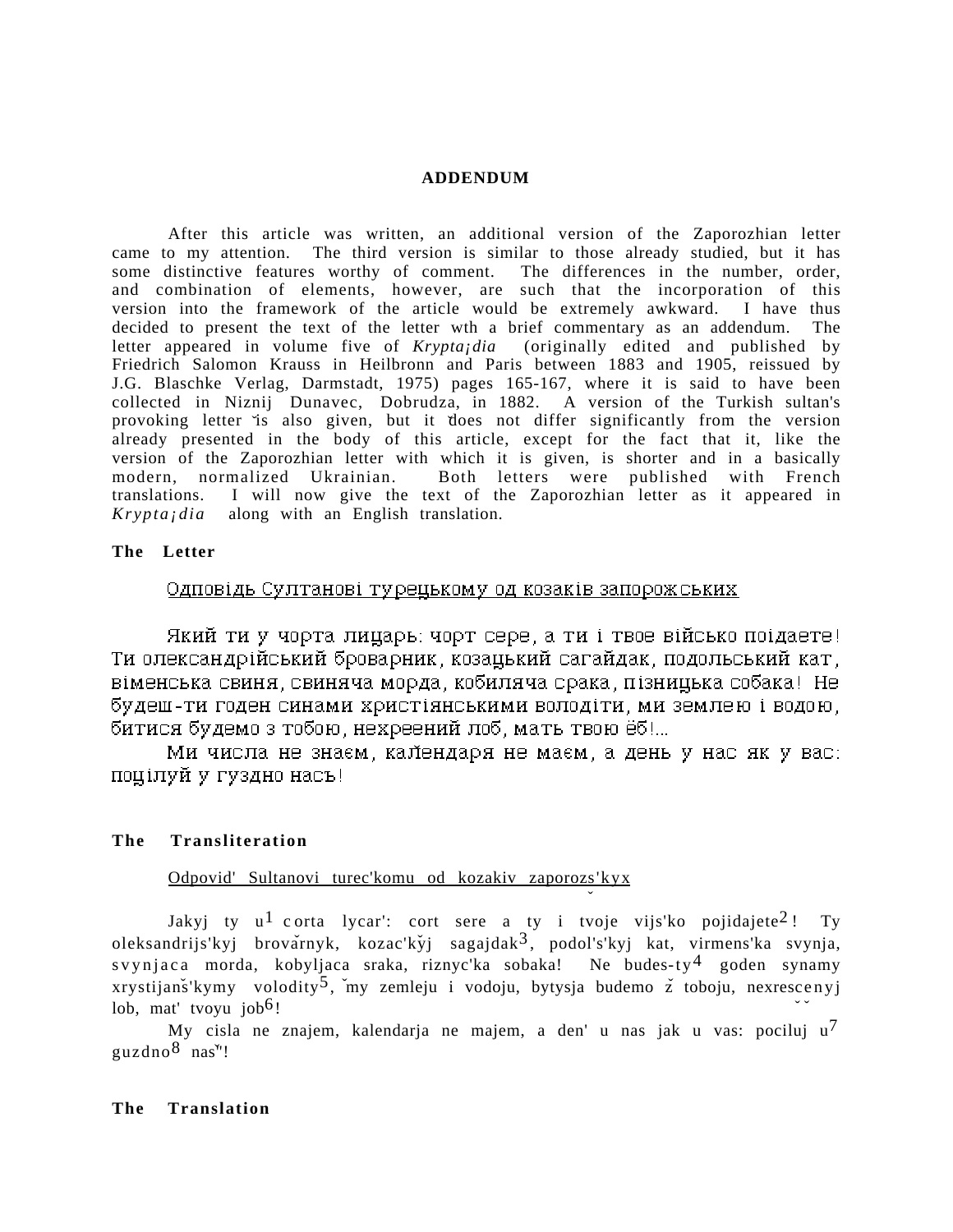## ADDENDUM

After this article was written, an additional version of the Zaporozhian letter came to my attention. The third version is similar to those already studied, but it has some distinctive features worthy of comment. The differences in the number, order, and combination of elements, however, are such that the incorporation of this version into the framework of the article would be extremely awkward. I have thus decided to present the text of the letter wth a brief commentary as an addendum. The letter appeared in volume five of *Krypta¡dia* (originally edited and published by Friedrich Salomon Krauss in Heilbronn and Paris between 1883 and 1905, reissued by J.G. Blaschke Verlag, Darmstadt, 1975) pages 165-167, where it is said to have been collected in Niznij Dunavec, Dobrudza, in 1882. A version of the Turkish sultan's provoking letter is also given, but it does not differ significantly from the version already presented in the body of this article, except for the fact that it, like the version of the Zaporozhian letter with which it is given, is shorter and in a basically modern, normalized Ukrainian. Both letters were published with French translations. I will now give the text of the Zaporozhian letter as it appeared in *Krypta¡dia* along with an English translation.

**The Letter**

Одповідь Султанові турецькому од козаків запорожських

Який ти у чорта лицарь: чорт сере, а ти і твое військо поідаете! Ти олександрійський броварник, козацький сагайдак, подольський кат, віменська свиня, свиняча морда, кобиляча срака, пізницька собака! Не будеш-ти годен синами християнськими володіти, ми землею і водою, битися будемо з тобою, нехреений лоб, мать твою ёб!...

Ми числа не знаєм, календаря не маєм, а день у нас як у вас: поцілуй у гуздно насъ!

**The Transliteration**

Odpovid' Sultanovi turec'komu od kozakiv zaporozs'kyx

Jakyj ty u[1] corta lycar': cort sere a ty i tvoje vijs'ko pojidajete[2]! Ty oleksandrijs'kyj brovarnyk, kozac'kyj sagajdak[3], podol's'kyj kat, virmens'ka svynja, svynjaca morda, kobyljaca sraka, riznyc'ka sobaka! Ne budes-ty[4] goden synamy xrystijans'kymy volodity[5], my zemleju i vodoju, bytysja budemo z toboju, nexrescenyj lob, mat' tvoyu job[6]!

My cisla ne znajem, kalendarja ne majem, a den' u nas jak u vas: pociluj u[7] guzdno[8] nas!

**The Translation**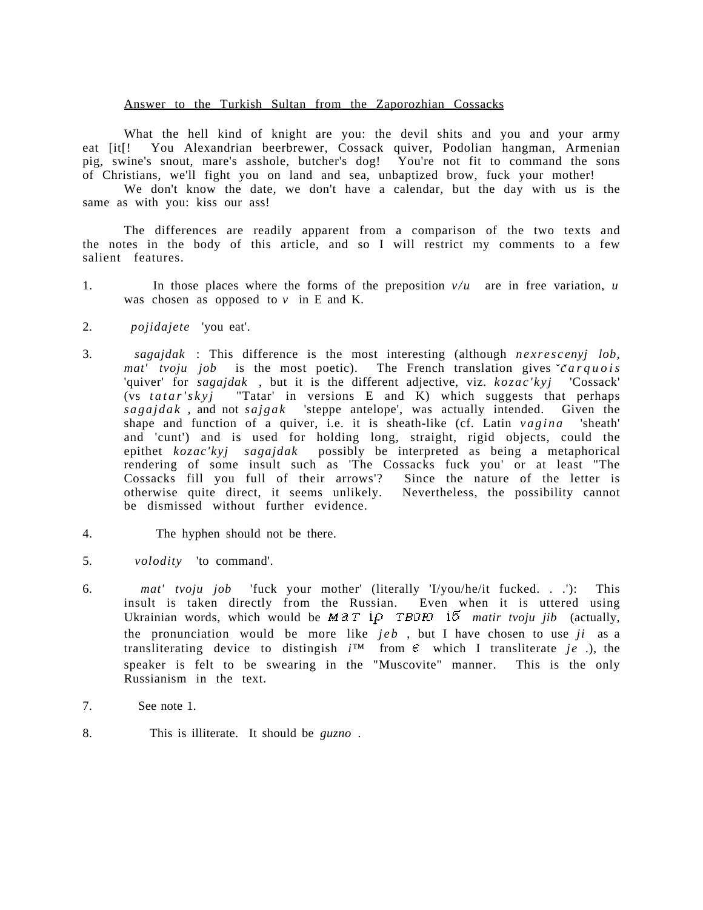Answer to the Turkish Sultan from the Zaporozhian Cossacks

What the hell kind of knight are you: the devil shits and you and your army eat [it[! You Alexandrian beerbrewer, Cossack quiver, Podolian hangman, Armenian pig, swine's snout, mare's asshole, butcher's dog! You're not fit to command the sons of Christians, we'll fight you on land and sea, unbaptized brow, fuck your mother!

We don't know the date, we don't have a calendar, but the day with us is the same as with you: kiss our ass!

The differences are readily apparent from a comparison of the two texts and the notes in the body of this article, and so I will restrict my comments to a few salient features.

1. In those places where the forms of the preposition *v/u* are in free variation, *u* was chosen as opposed to *v* in E and K.

2. *pojidajete* 'you eat'.

3. *sagajdak* : This difference is the most interesting (although *nexrescenyj lob*, *mat' tvoju job* is the most poetic). The French translation gives *˘carquois* 'quiver' for *sagajdak* , but it is the different adjective, viz. *kozac'kyj* 'Cossack' (vs *tatar'skyj* "Tatar' in versions E and K) which suggests that perhaps *sagajdak* , and not *sajgak* 'steppe antelope', was actually intended. Given the shape and function of a quiver, i.e. it is sheath-like (cf. Latin *vagina* 'sheath' and 'cunt') and is used for holding long, straight, rigid objects, could the epithet *kozac'kyj sagajdak* possibly be interpreted as being a metaphorical rendering of some insult such as 'The Cossacks fuck you' or at least "The Cossacks fill you full of their arrows'? Since the nature of the letter is otherwise quite direct, it seems unlikely. Nevertheless, the possibility cannot be dismissed without further evidence.

4. The hyphen should not be there.

5. *volodity* 'to command'.

6. *mat' tvoju job* 'fuck your mother' (literally 'I/you/he/it fucked. . .'): This insult is taken directly from the Russian. Even when it is uttered using Ukrainian words, which would be мат ір твою іб *matir tvoju jib* (actually, the pronunciation would be more like *jeb* , but I have chosen to use *ji* as a transliterating device to distingish *i*™ from є which I transliterate *je* .), the speaker is felt to be swearing in the "Muscovite" manner. This is the only Russianism in the text.

7. See note 1.

8. This is illiterate. It should be *guzno* .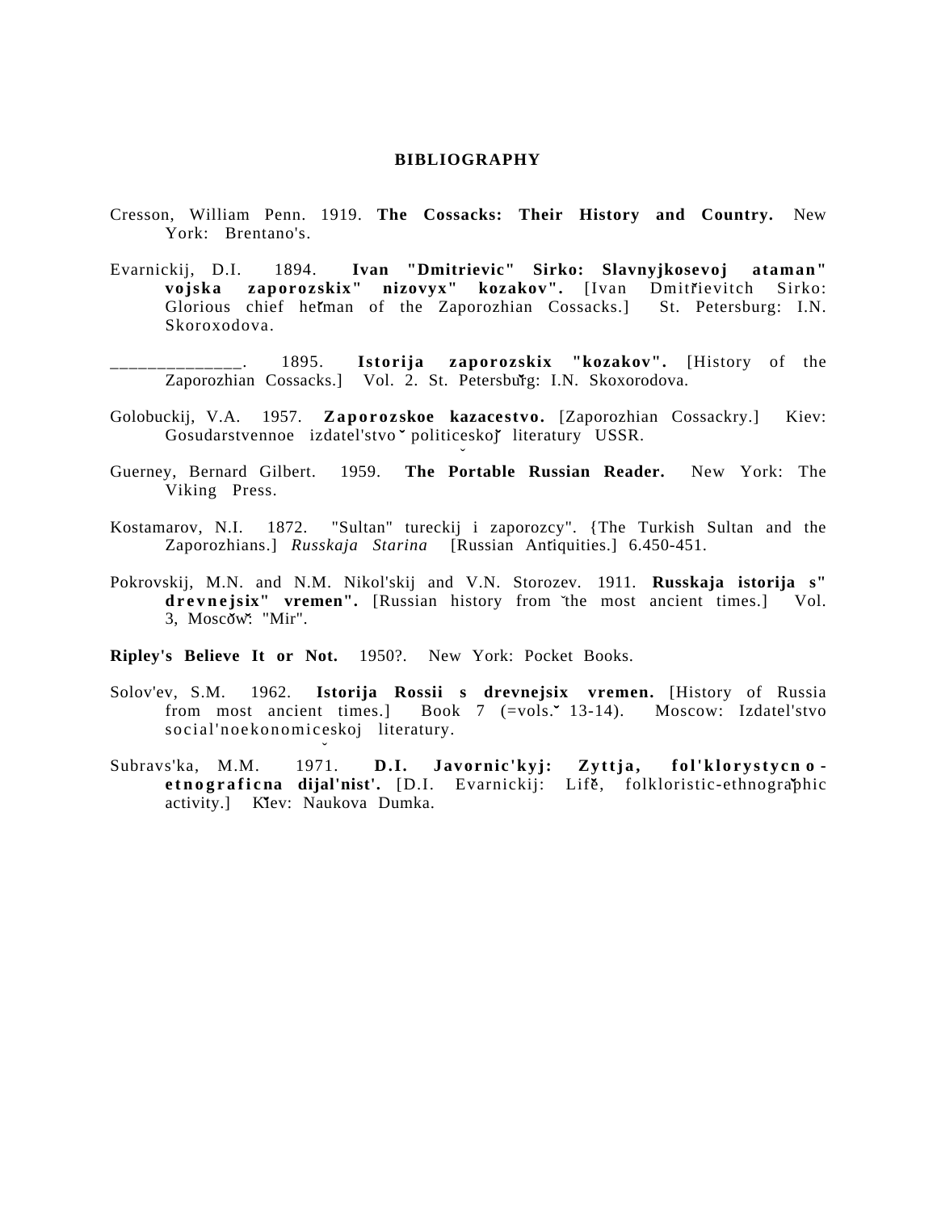# BIBLIOGRAPHY

Cresson, William Penn. 1919. **The Cossacks: Their History and Country.** New York: Brentano's.

Evarnickij, D.I. 1894. **Ivan "Dmitrievic" Sirko: Slavnyjkosevoj ataman" vojska zaporozskix" nizovyx" kozakov".** [Ivan Dmitrievitch Sirko: Glorious chief hetman of the Zaporozhian Cossacks.] St. Petersburg: I.N. Skoroxodova.

______________. 1895. **Istorija zaporozskix "kozakov".** [History of the Zaporozhian Cossacks.] Vol. 2. St. Petersburg: I.N. Skoxorodova.

Golobuckij, V.A. 1957. **Zaporozskoe kazacestvo.** [Zaporozhian Cossackry.] Kiev: Gosudarstvennoe izdatel'stvo politiceskoj literatury USSR.

Guerney, Bernard Gilbert. 1959. **The Portable Russian Reader.** New York: The Viking Press.

Kostamarov, N.I. 1872. "Sultan" tureckij i zaporozcy". {The Turkish Sultan and the Zaporozhians.] *Russkaja Starina* [Russian Antiquities.] 6.450-451.

Pokrovskij, M.N. and N.M. Nikol'skij and V.N. Storozev. 1911. **Russkaja istorija s" drevnejsix" vremen".** [Russian history from the most ancient times.] Vol. 3, Moscow: "Mir".

**Ripley's Believe It or Not.** 1950?. New York: Pocket Books.

Solov'ev, S.M. 1962. **Istorija Rossii s drevnejsix vremen.** [History of Russia from most ancient times.] Book 7 (=vols. 13-14). Moscow: Izdatel'stvo social'noekonomiceskoj literatury.

Subravs'ka, M.M. 1971. **D.I. Javornic'kyj: Zyttja, fol'klorystycno-etnograficna dijal'nist'.** [D.I. Evarnickij: Life, folkloristic-ethnographic activity.] Kiev: Naukova Dumka.